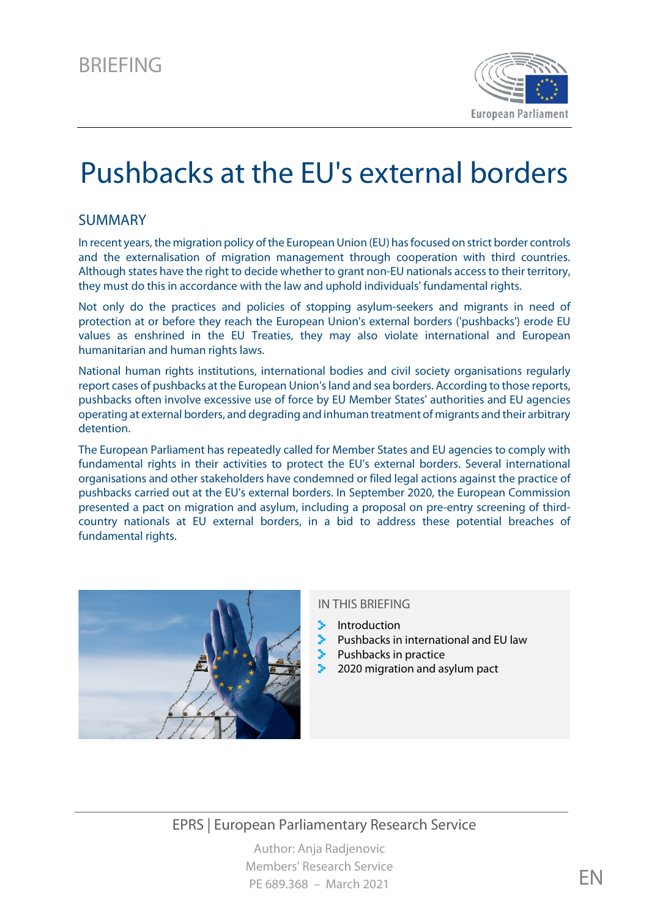BRIEFING

# Pushbacks at the EU's external borders

## SUMMARY

In recent years, the migration policy of the European Union (EU) has focused on strict border controls and the externalisation of migration management through cooperation with third countries. Although states have the right to decide whether to grant non-EU nationals access to their territory, they must do this in accordance with the law and uphold individuals' fundamental rights.

Not only do the practices and policies of stopping asylum-seekers and migrants in need of protection at or before they reach the European Union's external borders ('pushbacks') erode EU values as enshrined in the EU Treaties, they may also violate international and European humanitarian and human rights laws.

National human rights institutions, international bodies and civil society organisations regularly report cases of pushbacks at the European Union's land and sea borders. According to those reports, pushbacks often involve excessive use of force by EU Member States' authorities and EU agencies operating at external borders, and degrading and inhuman treatment of migrants and their arbitrary detention.

The European Parliament has repeatedly called for Member States and EU agencies to comply with fundamental rights in their activities to protect the EU's external borders. Several international organisations and other stakeholders have condemned or filed legal actions against the practice of pushbacks carried out at the EU's external borders. In September 2020, the European Commission presented a pact on migration and asylum, including a proposal on pre-entry screening of third-country nationals at EU external borders, in a bid to address these potential breaches of fundamental rights.

### IN THIS BRIEFING

- Introduction
- Pushbacks in international and EU law
- Pushbacks in practice
- 2020 migration and asylum pact

EPRS | European Parliamentary Research Service

Author: Anja Radjenovic
Members' Research Service
PE 689.368 – March 2021

EN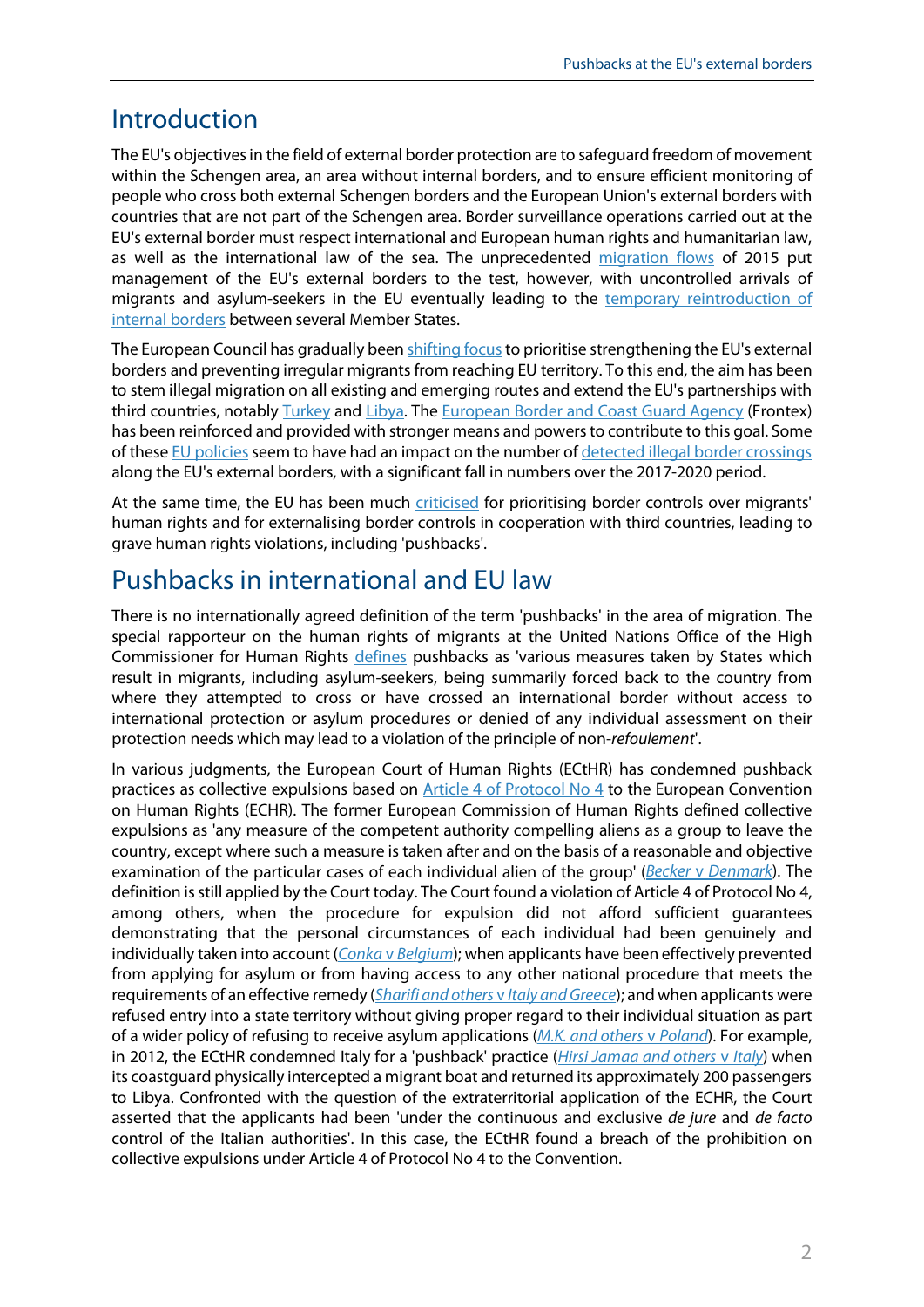## Introduction

The EU's objectives in the field of external border protection are to safeguard freedom of movement within the Schengen area, an area without internal borders, and to ensure efficient monitoring of people who cross both external Schengen borders and the European Union's external borders with countries that are not part of the Schengen area. Border surveillance operations carried out at the EU's external border must respect international and European human rights and humanitarian law, as well as the international law of the sea. The unprecedented migration flows of 2015 put management of the EU's external borders to the test, however, with uncontrolled arrivals of migrants and asylum-seekers in the EU eventually leading to the temporary reintroduction of internal borders between several Member States.

The European Council has gradually been shifting focus to prioritise strengthening the EU's external borders and preventing irregular migrants from reaching EU territory. To this end, the aim has been to stem illegal migration on all existing and emerging routes and extend the EU's partnerships with third countries, notably Turkey and Libya. The European Border and Coast Guard Agency (Frontex) has been reinforced and provided with stronger means and powers to contribute to this goal. Some of these EU policies seem to have had an impact on the number of detected illegal border crossings along the EU's external borders, with a significant fall in numbers over the 2017-2020 period.

At the same time, the EU has been much criticised for prioritising border controls over migrants' human rights and for externalising border controls in cooperation with third countries, leading to grave human rights violations, including 'pushbacks'.

## Pushbacks in international and EU law

There is no internationally agreed definition of the term 'pushbacks' in the area of migration. The special rapporteur on the human rights of migrants at the United Nations Office of the High Commissioner for Human Rights defines pushbacks as 'various measures taken by States which result in migrants, including asylum-seekers, being summarily forced back to the country from where they attempted to cross or have crossed an international border without access to international protection or asylum procedures or denied of any individual assessment on their protection needs which may lead to a violation of the principle of non-*refoulement*'.

In various judgments, the European Court of Human Rights (ECtHR) has condemned pushback practices as collective expulsions based on Article 4 of Protocol No 4 to the European Convention on Human Rights (ECHR). The former European Commission of Human Rights defined collective expulsions as 'any measure of the competent authority compelling aliens as a group to leave the country, except where such a measure is taken after and on the basis of a reasonable and objective examination of the particular cases of each individual alien of the group' (*Becker* v *Denmark*). The definition is still applied by the Court today. The Court found a violation of Article 4 of Protocol No 4, among others, when the procedure for expulsion did not afford sufficient guarantees demonstrating that the personal circumstances of each individual had been genuinely and individually taken into account (*Conka* v *Belgium*); when applicants have been effectively prevented from applying for asylum or from having access to any other national procedure that meets the requirements of an effective remedy (*Sharifi and others* v *Italy and Greece*); and when applicants were refused entry into a state territory without giving proper regard to their individual situation as part of a wider policy of refusing to receive asylum applications (*M.K. and others* v *Poland*). For example, in 2012, the ECtHR condemned Italy for a 'pushback' practice (*Hirsi Jamaa and others* v *Italy*) when its coastguard physically intercepted a migrant boat and returned its approximately 200 passengers to Libya. Confronted with the question of the extraterritorial application of the ECHR, the Court asserted that the applicants had been 'under the continuous and exclusive *de jure* and *de facto* control of the Italian authorities'. In this case, the ECtHR found a breach of the prohibition on collective expulsions under Article 4 of Protocol No 4 to the Convention.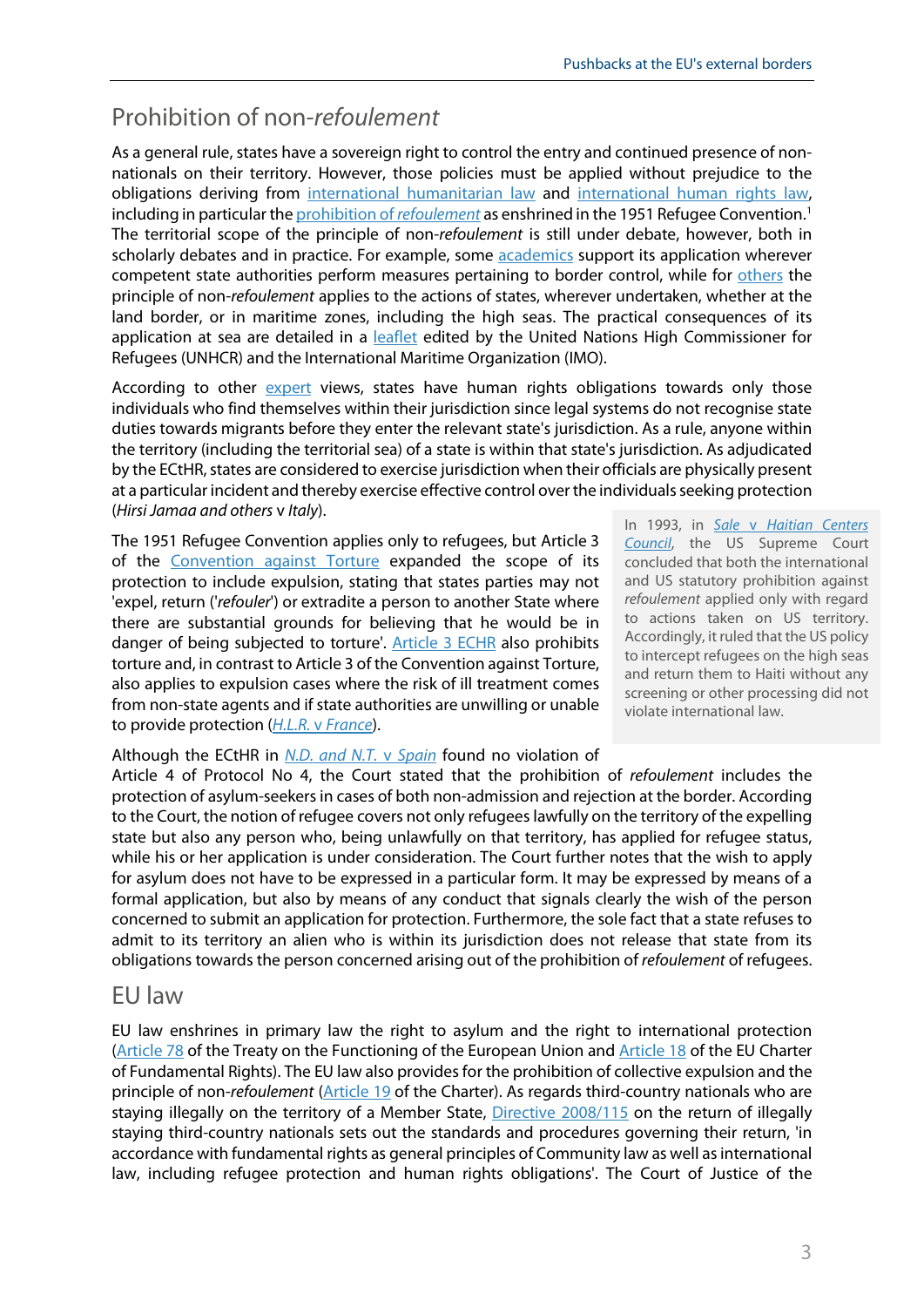## Prohibition of non-*refoulement*

As a general rule, states have a sovereign right to control the entry and continued presence of non-nationals on their territory. However, those policies must be applied without prejudice to the obligations deriving from international humanitarian law and international human rights law, including in particular the prohibition of *refoulement* as enshrined in the 1951 Refugee Convention.[1] The territorial scope of the principle of non-*refoulement* is still under debate, however, both in scholarly debates and in practice. For example, some academics support its application wherever competent state authorities perform measures pertaining to border control, while for others the principle of non-*refoulement* applies to the actions of states, wherever undertaken, whether at the land border, or in maritime zones, including the high seas. The practical consequences of its application at sea are detailed in a leaflet edited by the United Nations High Commissioner for Refugees (UNHCR) and the International Maritime Organization (IMO).

According to other expert views, states have human rights obligations towards only those individuals who find themselves within their jurisdiction since legal systems do not recognise state duties towards migrants before they enter the relevant state's jurisdiction. As a rule, anyone within the territory (including the territorial sea) of a state is within that state's jurisdiction. As adjudicated by the ECtHR, states are considered to exercise jurisdiction when their officials are physically present at a particular incident and thereby exercise effective control over the individuals seeking protection (*Hirsi Jamaa and others* v *Italy*).

The 1951 Refugee Convention applies only to refugees, but Article 3 of the Convention against Torture expanded the scope of its protection to include expulsion, stating that states parties may not 'expel, return ('*refouler*') or extradite a person to another State where there are substantial grounds for believing that he would be in danger of being subjected to torture'. Article 3 ECHR also prohibits torture and, in contrast to Article 3 of the Convention against Torture, also applies to expulsion cases where the risk of ill treatment comes from non-state agents and if state authorities are unwilling or unable to provide protection (*H.L.R.* v *France*).

> In 1993, in *Sale* v *Haitian Centers Council*, the US Supreme Court concluded that both the international and US statutory prohibition against *refoulement* applied only with regard to actions taken on US territory. Accordingly, it ruled that the US policy to intercept refugees on the high seas and return them to Haiti without any screening or other processing did not violate international law.

Although the ECtHR in *N.D. and N.T.* v *Spain* found no violation of Article 4 of Protocol No 4, the Court stated that the prohibition of *refoulement* includes the protection of asylum-seekers in cases of both non-admission and rejection at the border. According to the Court, the notion of refugee covers not only refugees lawfully on the territory of the expelling state but also any person who, being unlawfully on that territory, has applied for refugee status, while his or her application is under consideration. The Court further notes that the wish to apply for asylum does not have to be expressed in a particular form. It may be expressed by means of a formal application, but also by means of any conduct that signals clearly the wish of the person concerned to submit an application for protection. Furthermore, the sole fact that a state refuses to admit to its territory an alien who is within its jurisdiction does not release that state from its obligations towards the person concerned arising out of the prohibition of *refoulement* of refugees.

## EU law

EU law enshrines in primary law the right to asylum and the right to international protection (Article 78 of the Treaty on the Functioning of the European Union and Article 18 of the EU Charter of Fundamental Rights). The EU law also provides for the prohibition of collective expulsion and the principle of non-*refoulement* (Article 19 of the Charter). As regards third-country nationals who are staying illegally on the territory of a Member State, Directive 2008/115 on the return of illegally staying third-country nationals sets out the standards and procedures governing their return, 'in accordance with fundamental rights as general principles of Community law as well as international law, including refugee protection and human rights obligations'. The Court of Justice of the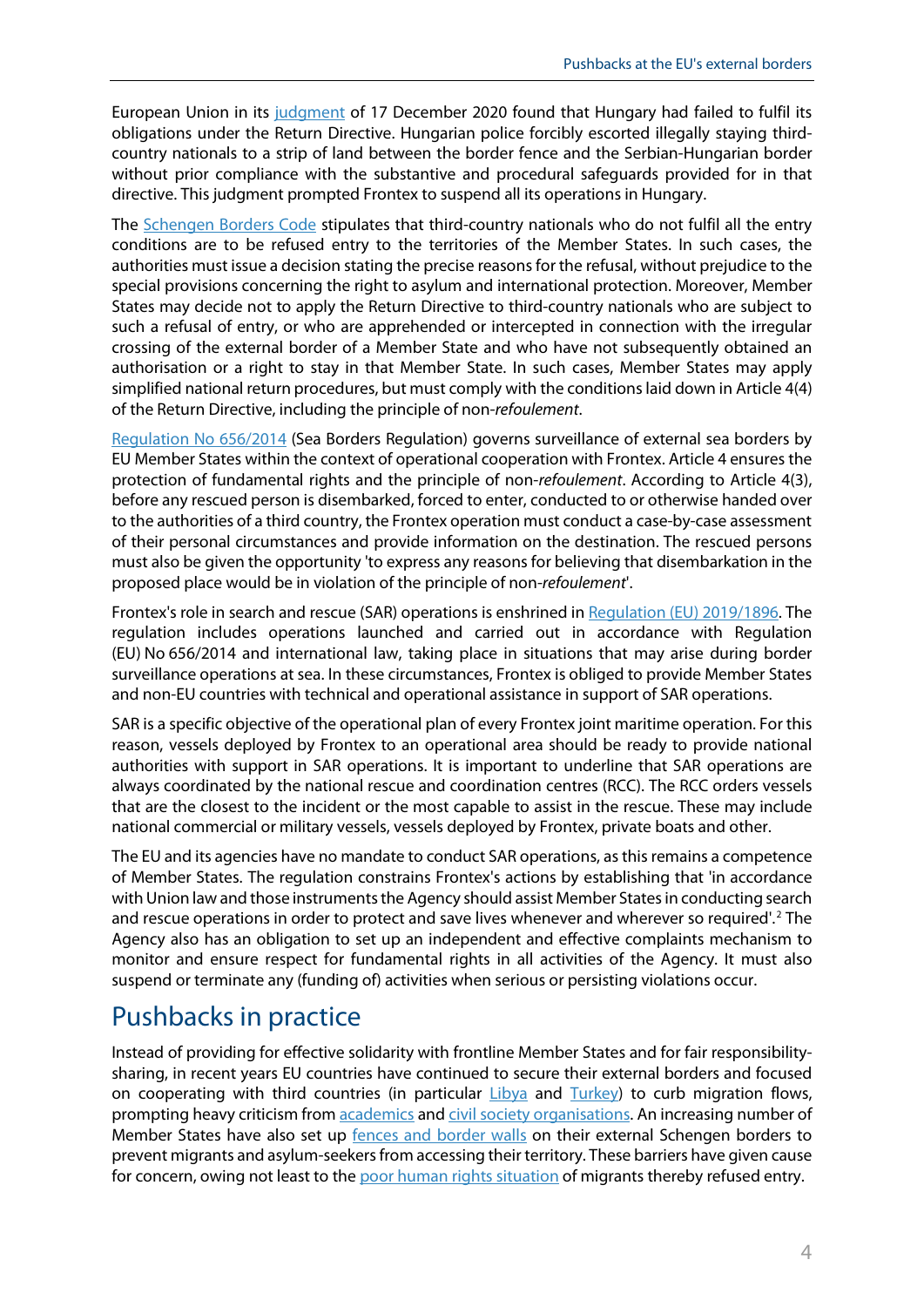European Union in its judgment of 17 December 2020 found that Hungary had failed to fulfil its obligations under the Return Directive. Hungarian police forcibly escorted illegally staying third-country nationals to a strip of land between the border fence and the Serbian-Hungarian border without prior compliance with the substantive and procedural safeguards provided for in that directive. This judgment prompted Frontex to suspend all its operations in Hungary.

The Schengen Borders Code stipulates that third-country nationals who do not fulfil all the entry conditions are to be refused entry to the territories of the Member States. In such cases, the authorities must issue a decision stating the precise reasons for the refusal, without prejudice to the special provisions concerning the right to asylum and international protection. Moreover, Member States may decide not to apply the Return Directive to third-country nationals who are subject to such a refusal of entry, or who are apprehended or intercepted in connection with the irregular crossing of the external border of a Member State and who have not subsequently obtained an authorisation or a right to stay in that Member State. In such cases, Member States may apply simplified national return procedures, but must comply with the conditions laid down in Article 4(4) of the Return Directive, including the principle of non-*refoulement*.

Regulation No 656/2014 (Sea Borders Regulation) governs surveillance of external sea borders by EU Member States within the context of operational cooperation with Frontex. Article 4 ensures the protection of fundamental rights and the principle of non-*refoulement*. According to Article 4(3), before any rescued person is disembarked, forced to enter, conducted to or otherwise handed over to the authorities of a third country, the Frontex operation must conduct a case-by-case assessment of their personal circumstances and provide information on the destination. The rescued persons must also be given the opportunity 'to express any reasons for believing that disembarkation in the proposed place would be in violation of the principle of non-*refoulement*'.

Frontex's role in search and rescue (SAR) operations is enshrined in Regulation (EU) 2019/1896. The regulation includes operations launched and carried out in accordance with Regulation (EU) No 656/2014 and international law, taking place in situations that may arise during border surveillance operations at sea. In these circumstances, Frontex is obliged to provide Member States and non-EU countries with technical and operational assistance in support of SAR operations.

SAR is a specific objective of the operational plan of every Frontex joint maritime operation. For this reason, vessels deployed by Frontex to an operational area should be ready to provide national authorities with support in SAR operations. It is important to underline that SAR operations are always coordinated by the national rescue and coordination centres (RCC). The RCC orders vessels that are the closest to the incident or the most capable to assist in the rescue. These may include national commercial or military vessels, vessels deployed by Frontex, private boats and other.

The EU and its agencies have no mandate to conduct SAR operations, as this remains a competence of Member States. The regulation constrains Frontex's actions by establishing that 'in accordance with Union law and those instruments the Agency should assist Member States in conducting search and rescue operations in order to protect and save lives whenever and wherever so required'.[2] The Agency also has an obligation to set up an independent and effective complaints mechanism to monitor and ensure respect for fundamental rights in all activities of the Agency. It must also suspend or terminate any (funding of) activities when serious or persisting violations occur.

## Pushbacks in practice

Instead of providing for effective solidarity with frontline Member States and for fair responsibility-sharing, in recent years EU countries have continued to secure their external borders and focused on cooperating with third countries (in particular Libya and Turkey) to curb migration flows, prompting heavy criticism from academics and civil society organisations. An increasing number of Member States have also set up fences and border walls on their external Schengen borders to prevent migrants and asylum-seekers from accessing their territory. These barriers have given cause for concern, owing not least to the poor human rights situation of migrants thereby refused entry.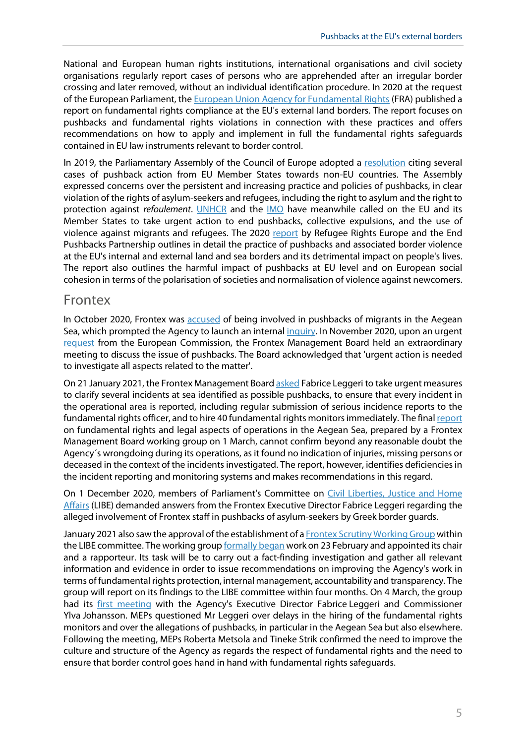National and European human rights institutions, international organisations and civil society organisations regularly report cases of persons who are apprehended after an irregular border crossing and later removed, without an individual identification procedure. In 2020 at the request of the European Parliament, the European Union Agency for Fundamental Rights (FRA) published a report on fundamental rights compliance at the EU's external land borders. The report focuses on pushbacks and fundamental rights violations in connection with these practices and offers recommendations on how to apply and implement in full the fundamental rights safeguards contained in EU law instruments relevant to border control.

In 2019, the Parliamentary Assembly of the Council of Europe adopted a resolution citing several cases of pushback action from EU Member States towards non-EU countries. The Assembly expressed concerns over the persistent and increasing practice and policies of pushbacks, in clear violation of the rights of asylum-seekers and refugees, including the right to asylum and the right to protection against *refoulement*. UNHCR and the IMO have meanwhile called on the EU and its Member States to take urgent action to end pushbacks, collective expulsions, and the use of violence against migrants and refugees. The 2020 report by Refugee Rights Europe and the End Pushbacks Partnership outlines in detail the practice of pushbacks and associated border violence at the EU's internal and external land and sea borders and its detrimental impact on people's lives. The report also outlines the harmful impact of pushbacks at EU level and on European social cohesion in terms of the polarisation of societies and normalisation of violence against newcomers.

## Frontex

In October 2020, Frontex was accused of being involved in pushbacks of migrants in the Aegean Sea, which prompted the Agency to launch an internal inquiry. In November 2020, upon an urgent request from the European Commission, the Frontex Management Board held an extraordinary meeting to discuss the issue of pushbacks. The Board acknowledged that 'urgent action is needed to investigate all aspects related to the matter'.

On 21 January 2021, the Frontex Management Board asked Fabrice Leggeri to take urgent measures to clarify several incidents at sea identified as possible pushbacks, to ensure that every incident in the operational area is reported, including regular submission of serious incidence reports to the fundamental rights officer, and to hire 40 fundamental rights monitors immediately. The final report on fundamental rights and legal aspects of operations in the Aegean Sea, prepared by a Frontex Management Board working group on 1 March, cannot confirm beyond any reasonable doubt the Agency´s wrongdoing during its operations, as it found no indication of injuries, missing persons or deceased in the context of the incidents investigated. The report, however, identifies deficiencies in the incident reporting and monitoring systems and makes recommendations in this regard.

On 1 December 2020, members of Parliament's Committee on Civil Liberties, Justice and Home Affairs (LIBE) demanded answers from the Frontex Executive Director Fabrice Leggeri regarding the alleged involvement of Frontex staff in pushbacks of asylum-seekers by Greek border guards.

January 2021 also saw the approval of the establishment of a Frontex Scrutiny Working Group within the LIBE committee. The working group formally began work on 23 February and appointed its chair and a rapporteur. Its task will be to carry out a fact-finding investigation and gather all relevant information and evidence in order to issue recommendations on improving the Agency's work in terms of fundamental rights protection, internal management, accountability and transparency. The group will report on its findings to the LIBE committee within four months. On 4 March, the group had its first meeting with the Agency's Executive Director Fabrice Leggeri and Commissioner Ylva Johansson. MEPs questioned Mr Leggeri over delays in the hiring of the fundamental rights monitors and over the allegations of pushbacks, in particular in the Aegean Sea but also elsewhere. Following the meeting, MEPs Roberta Metsola and Tineke Strik confirmed the need to improve the culture and structure of the Agency as regards the respect of fundamental rights and the need to ensure that border control goes hand in hand with fundamental rights safeguards.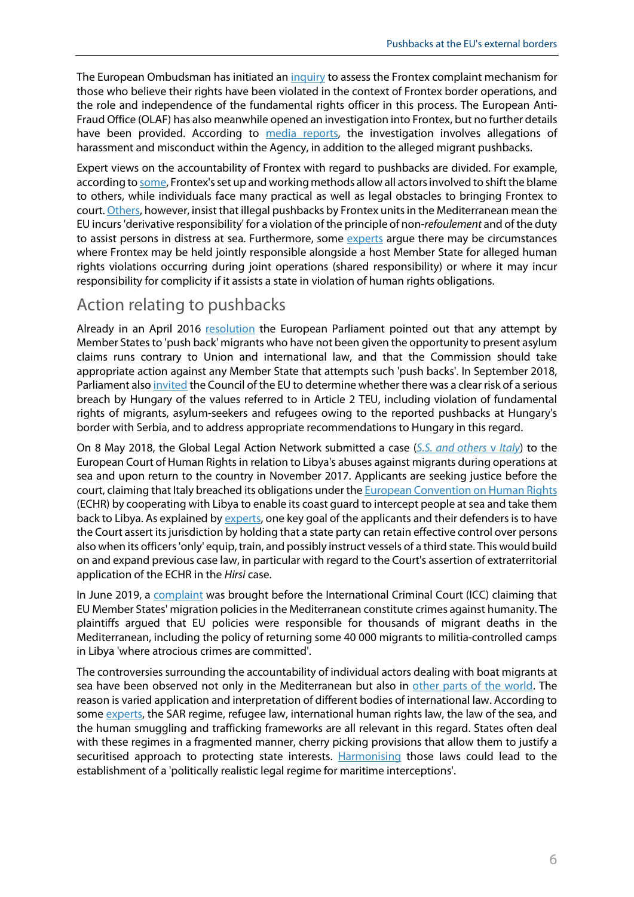The European Ombudsman has initiated an inquiry to assess the Frontex complaint mechanism for those who believe their rights have been violated in the context of Frontex border operations, and the role and independence of the fundamental rights officer in this process. The European Anti-Fraud Office (OLAF) has also meanwhile opened an investigation into Frontex, but no further details have been provided. According to media reports, the investigation involves allegations of harassment and misconduct within the Agency, in addition to the alleged migrant pushbacks.

Expert views on the accountability of Frontex with regard to pushbacks are divided. For example, according to some, Frontex's set up and working methods allow all actors involved to shift the blame to others, while individuals face many practical as well as legal obstacles to bringing Frontex to court. Others, however, insist that illegal pushbacks by Frontex units in the Mediterranean mean the EU incurs 'derivative responsibility' for a violation of the principle of non-*refoulement* and of the duty to assist persons in distress at sea. Furthermore, some experts argue there may be circumstances where Frontex may be held jointly responsible alongside a host Member State for alleged human rights violations occurring during joint operations (shared responsibility) or where it may incur responsibility for complicity if it assists a state in violation of human rights obligations.

## Action relating to pushbacks

Already in an April 2016 resolution the European Parliament pointed out that any attempt by Member States to 'push back' migrants who have not been given the opportunity to present asylum claims runs contrary to Union and international law, and that the Commission should take appropriate action against any Member State that attempts such 'push backs'. In September 2018, Parliament also invited the Council of the EU to determine whether there was a clear risk of a serious breach by Hungary of the values referred to in Article 2 TEU, including violation of fundamental rights of migrants, asylum-seekers and refugees owing to the reported pushbacks at Hungary's border with Serbia, and to address appropriate recommendations to Hungary in this regard.

On 8 May 2018, the Global Legal Action Network submitted a case (*S.S. and others* v *Italy*) to the European Court of Human Rights in relation to Libya's abuses against migrants during operations at sea and upon return to the country in November 2017. Applicants are seeking justice before the court, claiming that Italy breached its obligations under the European Convention on Human Rights (ECHR) by cooperating with Libya to enable its coast guard to intercept people at sea and take them back to Libya. As explained by experts, one key goal of the applicants and their defenders is to have the Court assert its jurisdiction by holding that a state party can retain effective control over persons also when its officers 'only' equip, train, and possibly instruct vessels of a third state. This would build on and expand previous case law, in particular with regard to the Court's assertion of extraterritorial application of the ECHR in the *Hirsi* case.

In June 2019, a complaint was brought before the International Criminal Court (ICC) claiming that EU Member States' migration policies in the Mediterranean constitute crimes against humanity. The plaintiffs argued that EU policies were responsible for thousands of migrant deaths in the Mediterranean, including the policy of returning some 40 000 migrants to militia-controlled camps in Libya 'where atrocious crimes are committed'.

The controversies surrounding the accountability of individual actors dealing with boat migrants at sea have been observed not only in the Mediterranean but also in other parts of the world. The reason is varied application and interpretation of different bodies of international law. According to some experts, the SAR regime, refugee law, international human rights law, the law of the sea, and the human smuggling and trafficking frameworks are all relevant in this regard. States often deal with these regimes in a fragmented manner, cherry picking provisions that allow them to justify a securitised approach to protecting state interests. Harmonising those laws could lead to the establishment of a 'politically realistic legal regime for maritime interceptions'.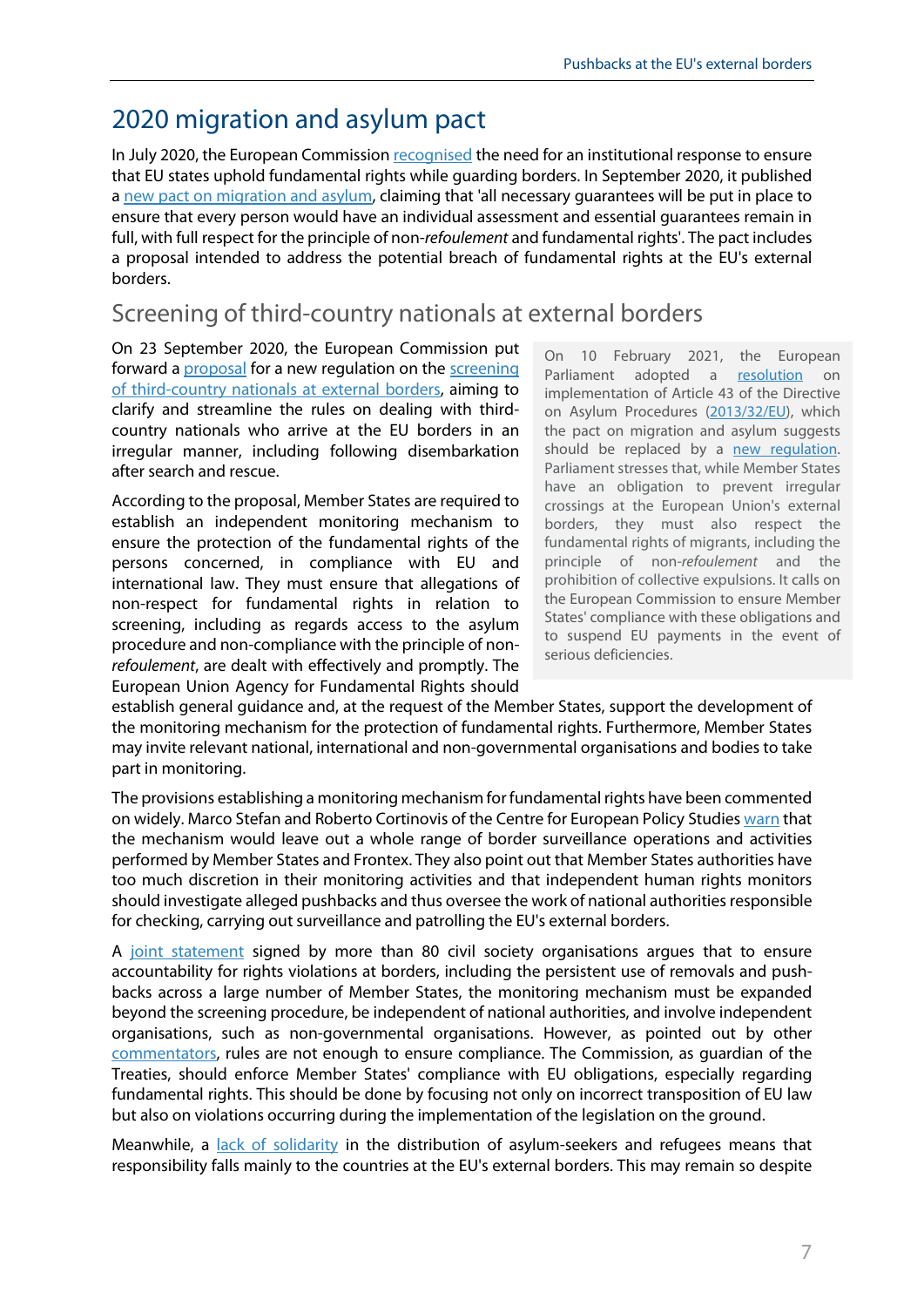## 2020 migration and asylum pact

In July 2020, the European Commission recognised the need for an institutional response to ensure that EU states uphold fundamental rights while guarding borders. In September 2020, it published a new pact on migration and asylum, claiming that 'all necessary guarantees will be put in place to ensure that every person would have an individual assessment and essential guarantees remain in full, with full respect for the principle of non-*refoulement* and fundamental rights'. The pact includes a proposal intended to address the potential breach of fundamental rights at the EU's external borders.

### Screening of third-country nationals at external borders

On 23 September 2020, the European Commission put forward a proposal for a new regulation on the screening of third-country nationals at external borders, aiming to clarify and streamline the rules on dealing with third-country nationals who arrive at the EU borders in an irregular manner, including following disembarkation after search and rescue.

According to the proposal, Member States are required to establish an independent monitoring mechanism to ensure the protection of the fundamental rights of the persons concerned, in compliance with EU and international law. They must ensure that allegations of non-respect for fundamental rights in relation to screening, including as regards access to the asylum procedure and non-compliance with the principle of non-*refoulement*, are dealt with effectively and promptly. The European Union Agency for Fundamental Rights should establish general guidance and, at the request of the Member States, support the development of the monitoring mechanism for the protection of fundamental rights. Furthermore, Member States may invite relevant national, international and non-governmental organisations and bodies to take part in monitoring.

> On 10 February 2021, the European Parliament adopted a resolution on the implementation of Article 43 of the Directive on Asylum Procedures (2013/32/EU), which the pact on migration and asylum suggests should be replaced by a new regulation. Parliament stresses that, while Member States have an obligation to prevent irregular crossings at the European Union's external borders, they must also respect the fundamental rights of migrants, including the principle of non-*refoulement* and the prohibition of collective expulsions. It calls on the European Commission to ensure Member States' compliance with these obligations and to suspend EU payments in the event of serious deficiencies.

The provisions establishing a monitoring mechanism for fundamental rights have been commented on widely. Marco Stefan and Roberto Cortinovis of the Centre for European Policy Studies warn that the mechanism would leave out a whole range of border surveillance operations and activities performed by Member States and Frontex. They also point out that Member States authorities have too much discretion in their monitoring activities and that independent human rights monitors should investigate alleged pushbacks and thus oversee the work of national authorities responsible for checking, carrying out surveillance and patrolling the EU's external borders.

A joint statement signed by more than 80 civil society organisations argues that to ensure accountability for rights violations at borders, including the persistent use of removals and push-backs across a large number of Member States, the monitoring mechanism must be expanded beyond the screening procedure, be independent of national authorities, and involve independent organisations, such as non-governmental organisations. However, as pointed out by other commentators, rules are not enough to ensure compliance. The Commission, as guardian of the Treaties, should enforce Member States' compliance with EU obligations, especially regarding fundamental rights. This should be done by focusing not only on incorrect transposition of EU law but also on violations occurring during the implementation of the legislation on the ground.

Meanwhile, a lack of solidarity in the distribution of asylum-seekers and refugees means that responsibility falls mainly to the countries at the EU's external borders. This may remain so despite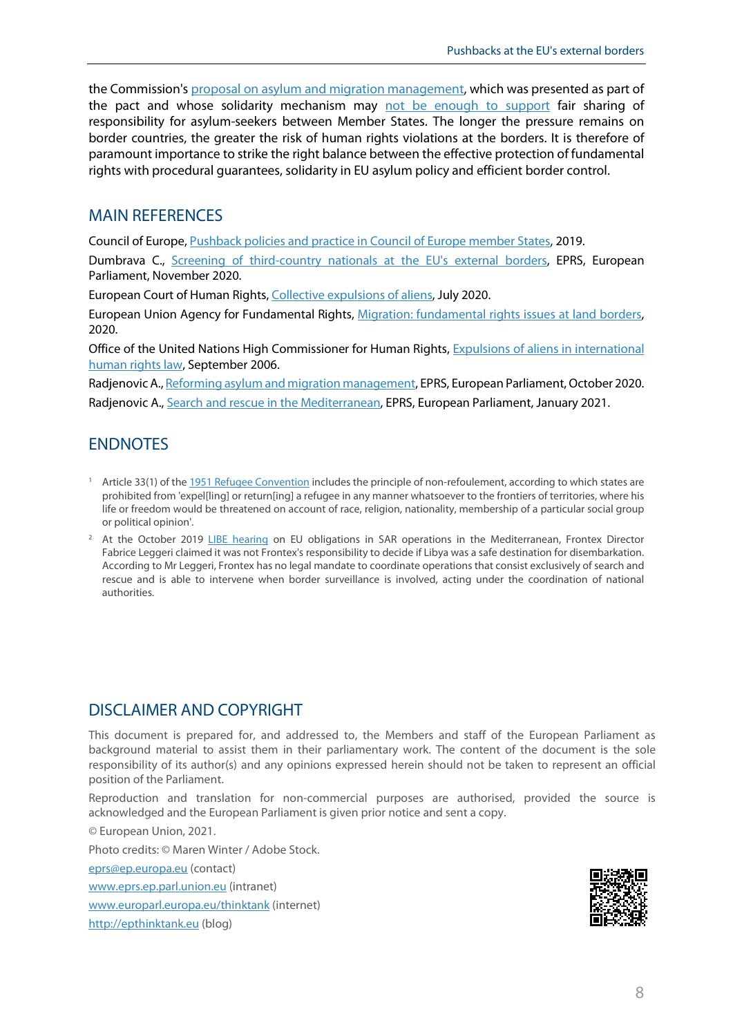the Commission's proposal on asylum and migration management, which was presented as part of the pact and whose solidarity mechanism may not be enough to support fair sharing of responsibility for asylum-seekers between Member States. The longer the pressure remains on border countries, the greater the risk of human rights violations at the borders. It is therefore of paramount importance to strike the right balance between the effective protection of fundamental rights with procedural guarantees, solidarity in EU asylum policy and efficient border control.

## MAIN REFERENCES

Council of Europe, Pushback policies and practice in Council of Europe member States, 2019.

Dumbrava C., Screening of third-country nationals at the EU's external borders, EPRS, European Parliament, November 2020.

European Court of Human Rights, Collective expulsions of aliens, July 2020.

European Union Agency for Fundamental Rights, Migration: fundamental rights issues at land borders, 2020.

Office of the United Nations High Commissioner for Human Rights, Expulsions of aliens in international human rights law, September 2006.

Radjenovic A., Reforming asylum and migration management, EPRS, European Parliament, October 2020.

Radjenovic A., Search and rescue in the Mediterranean, EPRS, European Parliament, January 2021.

## ENDNOTES

[1] Article 33(1) of the 1951 Refugee Convention includes the principle of non-refoulement, according to which states are prohibited from 'expel[ling] or return[ing] a refugee in any manner whatsoever to the frontiers of territories, where his life or freedom would be threatened on account of race, religion, nationality, membership of a particular social group or political opinion'.

[2] At the October 2019 LIBE hearing on EU obligations in SAR operations in the Mediterranean, Frontex Director Fabrice Leggeri claimed it was not Frontex's responsibility to decide if Libya was a safe destination for disembarkation. According to Mr Leggeri, Frontex has no legal mandate to coordinate operations that consist exclusively of search and rescue and is able to intervene when border surveillance is involved, acting under the coordination of national authorities.

## DISCLAIMER AND COPYRIGHT

This document is prepared for, and addressed to, the Members and staff of the European Parliament as background material to assist them in their parliamentary work. The content of the document is the sole responsibility of its author(s) and any opinions expressed herein should not be taken to represent an official position of the Parliament.

Reproduction and translation for non-commercial purposes are authorised, provided the source is acknowledged and the European Parliament is given prior notice and sent a copy.

© European Union, 2021.

Photo credits: © Maren Winter / Adobe Stock.

eprs@ep.europa.eu (contact)

www.eprs.ep.parl.union.eu (intranet)

www.europarl.europa.eu/thinktank (internet)

http://epthinktank.eu (blog)